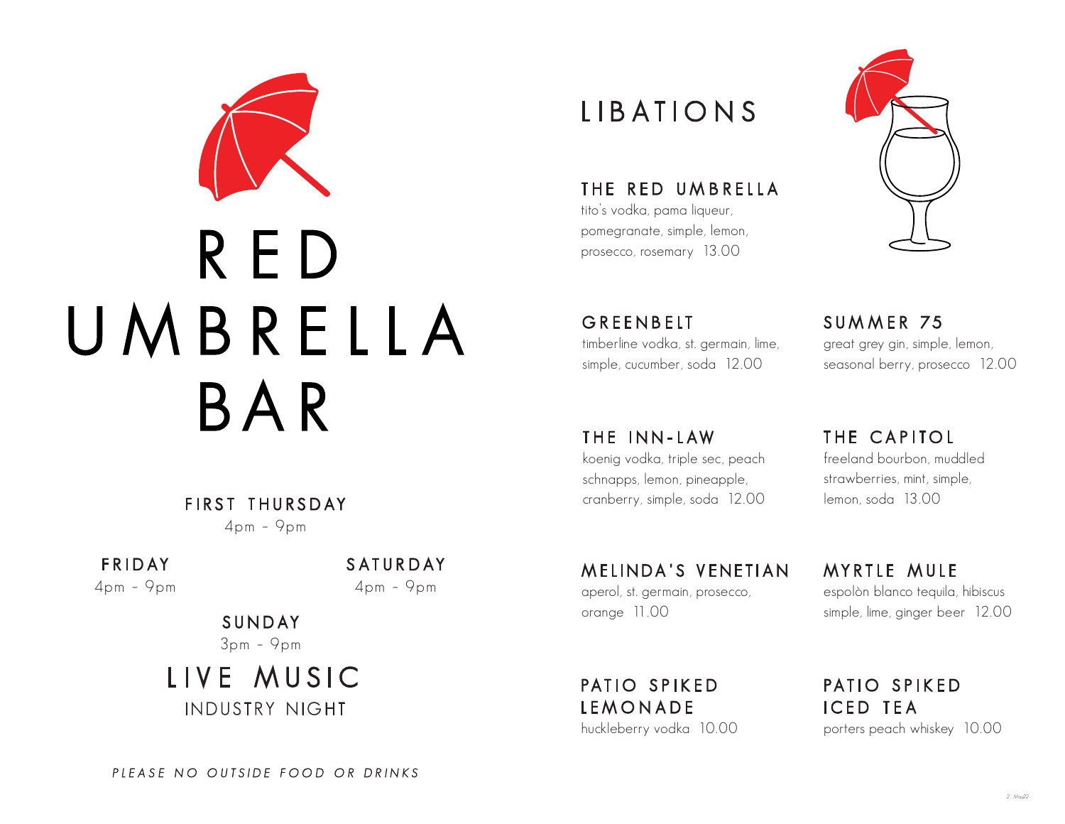# RED UMBRELLA BAR

**FIRST THURSDAY**
4pm - 9pm

**FRIDAY**
4pm - 9pm

**SATURDAY**
4pm - 9pm

**SUNDAY**
3pm - 9pm

## LIVE MUSIC

INDUSTRY NIGHT

*PLEASE NO OUTSIDE FOOD OR DRINKS*

# LIBATIONS

### THE RED UMBRELLA
tito's vodka, pama liqueur, pomegranate, simple, lemon, prosecco, rosemary 13.00

### GREENBELT
timberline vodka, st. germain, lime, simple, cucumber, soda 12.00

### SUMMER 75
great grey gin, simple, lemon, seasonal berry, prosecco 12.00

### THE INN-LAW
koenig vodka, triple sec, peach schnapps, lemon, pineapple, cranberry, simple, soda 12.00

### THE CAPITOL
freeland bourbon, muddled strawberries, mint, simple, lemon, soda 13.00

### MELINDA'S VENETIAN
aperol, st. germain, prosecco, orange 11.00

### MYRTLE MULE
espolòn blanco tequila, hibiscus simple, lime, ginger beer 12.00

### PATIO SPIKED LEMONADE
huckleberry vodka 10.00

### PATIO SPIKED ICED TEA
porters peach whiskey 10.00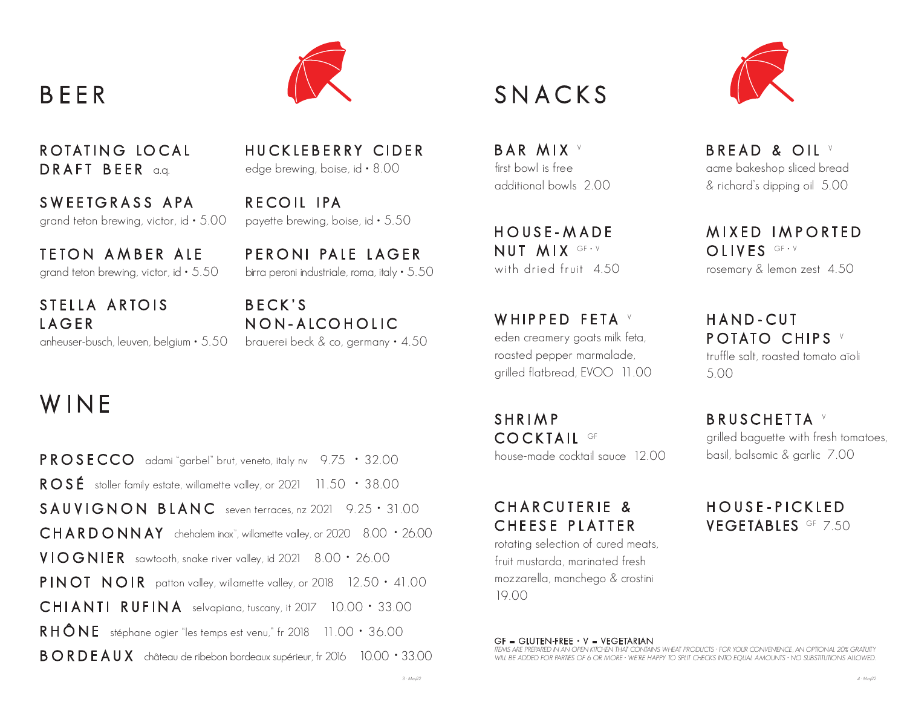# BEER

**ROTATING LOCAL DRAFT BEER** a.q.

**SWEETGRASS APA**
grand teton brewing, victor, id • 5.00

**TETON AMBER ALE**
grand teton brewing, victor, id • 5.50

**STELLA ARTOIS LAGER**
anheuser-busch, leuven, belgium • 5.50

**HUCKLEBERRY CIDER**
edge brewing, boise, id • 8.00

**RECOIL IPA**
payette brewing, boise, id • 5.50

**PERONI PALE LAGER**
birra peroni industriale, roma, italy • 5.50

**BECK'S NON-ALCOHOLIC**
brauerei beck & co, germany • 4.50

# WINE

**PROSECCO** adami "garbel" brut, veneto, italy nv 9.75 • 32.00

**ROSÉ** stoller family estate, willamette valley, or 2021 11.50 • 38.00

**SAUVIGNON BLANC** seven terraces, nz 2021 9.25 • 31.00

**CHARDONNAY** chehalem inox™, willamette valley, or 2020 8.00 • 26.00

**VIOGNIER** sawtooth, snake river valley, id 2021 8.00 • 26.00

**PINOT NOIR** patton valley, willamette valley, or 2018 12.50 • 41.00

**CHIANTI RUFINA** selvapiana, tuscany, it 2017 10.00 • 33.00

**RHÔNE** stéphane ogier "les temps est venu," fr 2018 11.00 • 36.00

**BORDEAUX** château de ribebon bordeaux supérieur, fr 2016 10.00 • 33.00

# SNACKS

**BAR MIX** V
first bowl is free
additional bowls 2.00

**HOUSE-MADE NUT MIX** GF • V
with dried fruit 4.50

**WHIPPED FETA** V
eden creamery goats milk feta, roasted pepper marmalade, grilled flatbread, EVOO 11.00

**SHRIMP COCKTAIL** GF
house-made cocktail sauce 12.00

**CHARCUTERIE & CHEESE PLATTER**
rotating selection of cured meats, fruit mustarda, marinated fresh mozzarella, manchego & crostini
19.00

**BREAD & OIL** V
acme bakeshop sliced bread & richard's dipping oil 5.00

**MIXED IMPORTED OLIVES** GF • V
rosemary & lemon zest 4.50

**HAND-CUT POTATO CHIPS** V
truffle salt, roasted tomato aïoli
5.00

**BRUSCHETTA** V
grilled baguette with fresh tomatoes, basil, balsamic & garlic 7.00

**HOUSE-PICKLED VEGETABLES** GF 7.50

GF = GLUTEN-FREE • V = VEGETARIAN

*ITEMS ARE PREPARED IN AN OPEN KITCHEN THAT CONTAINS WHEAT PRODUCTS • FOR YOUR CONVENIENCE, AN OPTIONAL 20% GRATUITY WILL BE ADDED FOR PARTIES OF 6 OR MORE • WE'RE HAPPY TO SPLIT CHECKS INTO EQUAL AMOUNTS • NO SUBSTITUTIONS ALLOWED.*